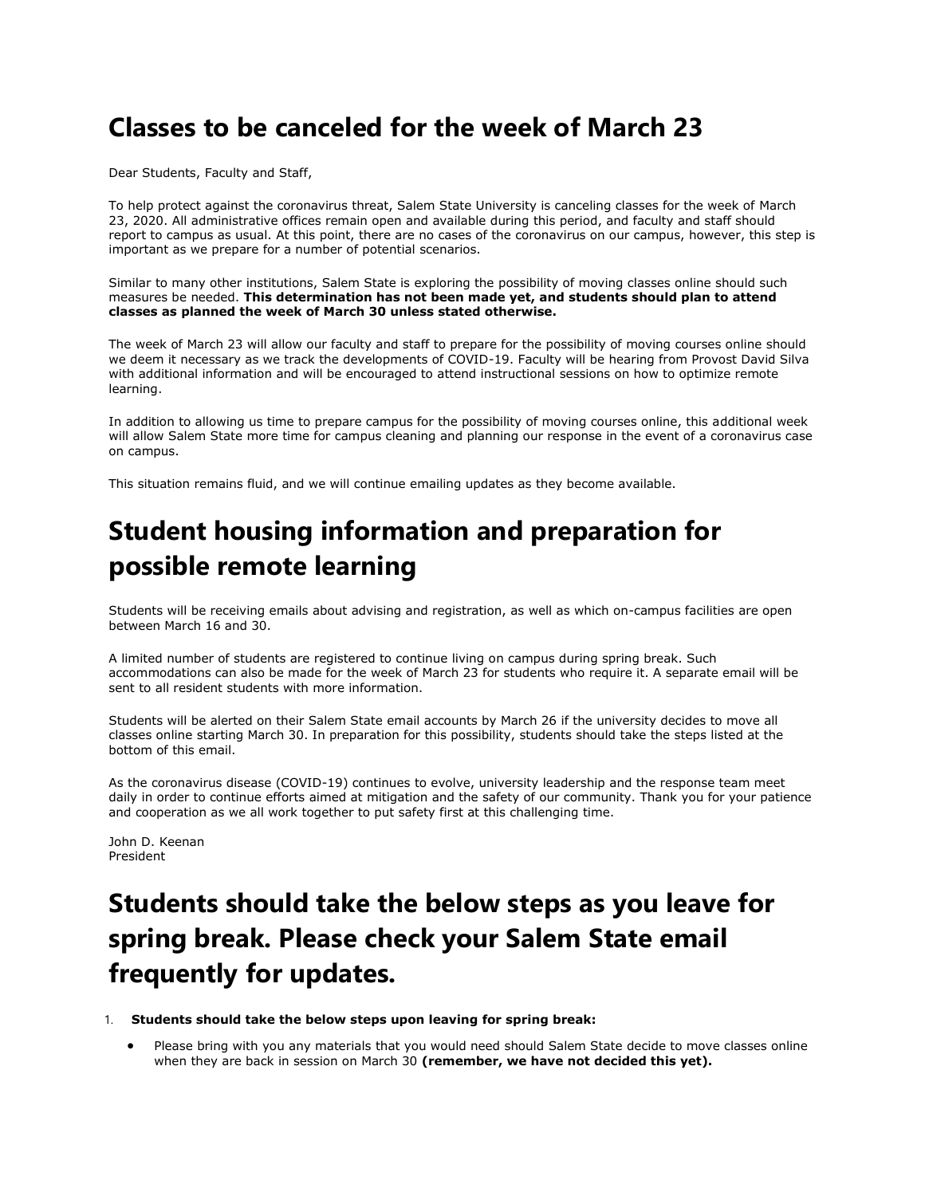# Classes to be canceled for the week of March 23

Dear Students, Faculty and Staff,

To help protect against the coronavirus threat, Salem State University is canceling classes for the week of March 23, 2020. All administrative offices remain open and available during this period, and faculty and staff should report to campus as usual. At this point, there are no cases of the coronavirus on our campus, however, this step is important as we prepare for a number of potential scenarios.

Similar to many other institutions, Salem State is exploring the possibility of moving classes online should such measures be needed. **This determination has not been made yet, and students should plan to attend classes as planned the week of March 30 unless stated otherwise.**

The week of March 23 will allow our faculty and staff to prepare for the possibility of moving courses online should we deem it necessary as we track the developments of COVID-19. Faculty will be hearing from Provost David Silva with additional information and will be encouraged to attend instructional sessions on how to optimize remote learning.

In addition to allowing us time to prepare campus for the possibility of moving courses online, this additional week will allow Salem State more time for campus cleaning and planning our response in the event of a coronavirus case on campus.

This situation remains fluid, and we will continue emailing updates as they become available.

# Student housing information and preparation for possible remote learning

Students will be receiving emails about advising and registration, as well as which on-campus facilities are open between March 16 and 30.

A limited number of students are registered to continue living on campus during spring break. Such accommodations can also be made for the week of March 23 for students who require it. A separate email will be sent to all resident students with more information.

Students will be alerted on their Salem State email accounts by March 26 if the university decides to move all classes online starting March 30. In preparation for this possibility, students should take the steps listed at the bottom of this email.

As the coronavirus disease (COVID-19) continues to evolve, university leadership and the response team meet daily in order to continue efforts aimed at mitigation and the safety of our community. Thank you for your patience and cooperation as we all work together to put safety first at this challenging time.

John D. Keenan
President

# Students should take the below steps as you leave for spring break. Please check your Salem State email frequently for updates.

1. **Students should take the below steps upon leaving for spring break:**
   - Please bring with you any materials that you would need should Salem State decide to move classes online when they are back in session on March 30 **(remember, we have not decided this yet).**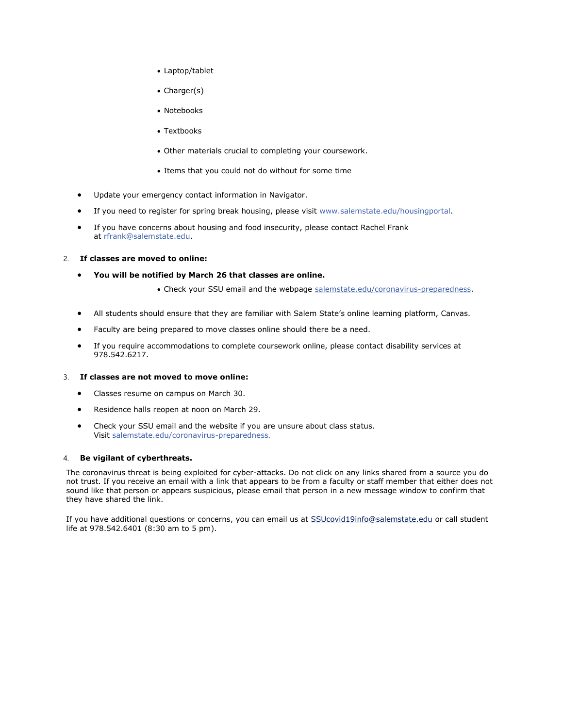- Laptop/tablet
  - Charger(s)
  - Notebooks
  - Textbooks
  - Other materials crucial to completing your coursework.
  - Items that you could not do without for some time

- Update your emergency contact information in Navigator.
- If you need to register for spring break housing, please visit www.salemstate.edu/housingportal.
- If you have concerns about housing and food insecurity, please contact Rachel Frank at rfrank@salemstate.edu.

2. **If classes are moved to online:**

- **You will be notified by March 26 that classes are online.**
  - Check your SSU email and the webpage salemstate.edu/coronavirus-preparedness.
- All students should ensure that they are familiar with Salem State's online learning platform, Canvas.
- Faculty are being prepared to move classes online should there be a need.
- If you require accommodations to complete coursework online, please contact disability services at 978.542.6217.

3. **If classes are not moved to move online:**

- Classes resume on campus on March 30.
- Residence halls reopen at noon on March 29.
- Check your SSU email and the website if you are unsure about class status. Visit salemstate.edu/coronavirus-preparedness.

4. **Be vigilant of cyberthreats.**

The coronavirus threat is being exploited for cyber-attacks. Do not click on any links shared from a source you do not trust. If you receive an email with a link that appears to be from a faculty or staff member that either does not sound like that person or appears suspicious, please email that person in a new message window to confirm that they have shared the link.

If you have additional questions or concerns, you can email us at SSUcovid19info@salemstate.edu or call student life at 978.542.6401 (8:30 am to 5 pm).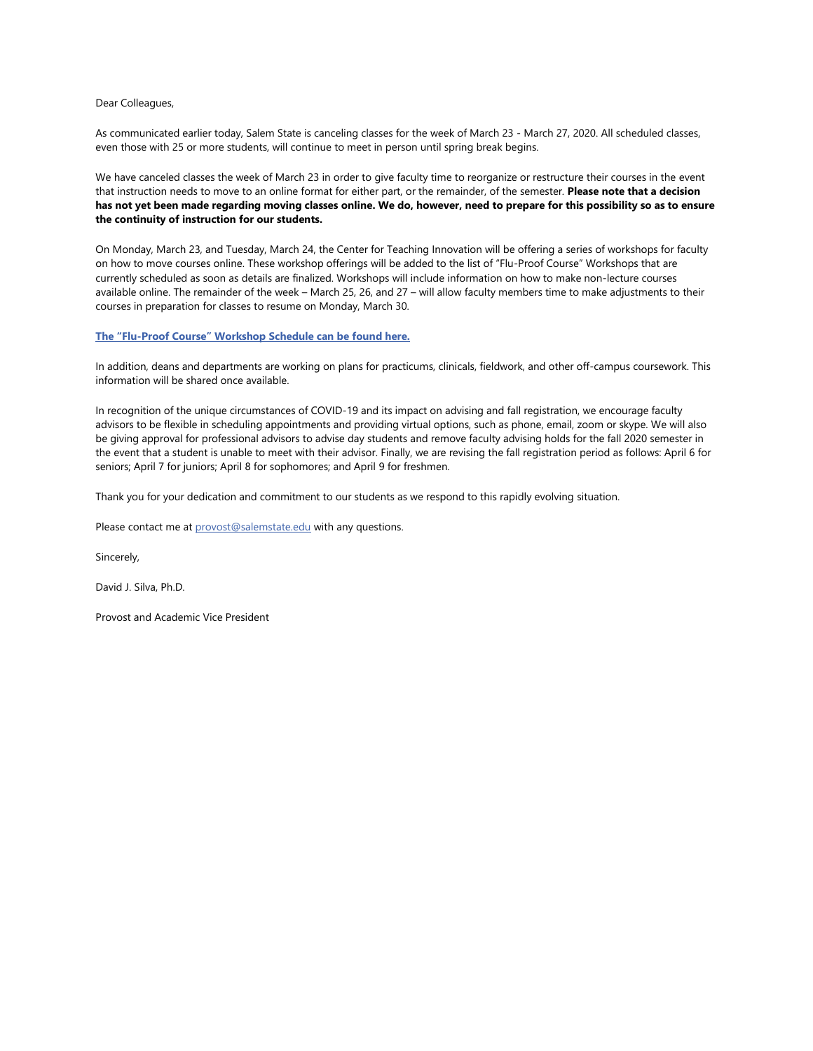Dear Colleagues,

As communicated earlier today, Salem State is canceling classes for the week of March 23 - March 27, 2020. All scheduled classes, even those with 25 or more students, will continue to meet in person until spring break begins.

We have canceled classes the week of March 23 in order to give faculty time to reorganize or restructure their courses in the event that instruction needs to move to an online format for either part, or the remainder, of the semester. **Please note that a decision has not yet been made regarding moving classes online. We do, however, need to prepare for this possibility so as to ensure the continuity of instruction for our students.**

On Monday, March 23, and Tuesday, March 24, the Center for Teaching Innovation will be offering a series of workshops for faculty on how to move courses online. These workshop offerings will be added to the list of "Flu-Proof Course" Workshops that are currently scheduled as soon as details are finalized. Workshops will include information on how to make non-lecture courses available online. The remainder of the week – March 25, 26, and 27 – will allow faculty members time to make adjustments to their courses in preparation for classes to resume on Monday, March 30.

**The "Flu-Proof Course" Workshop Schedule can be found here.**

In addition, deans and departments are working on plans for practicums, clinicals, fieldwork, and other off-campus coursework. This information will be shared once available.

In recognition of the unique circumstances of COVID-19 and its impact on advising and fall registration, we encourage faculty advisors to be flexible in scheduling appointments and providing virtual options, such as phone, email, zoom or skype. We will also be giving approval for professional advisors to advise day students and remove faculty advising holds for the fall 2020 semester in the event that a student is unable to meet with their advisor. Finally, we are revising the fall registration period as follows: April 6 for seniors; April 7 for juniors; April 8 for sophomores; and April 9 for freshmen.

Thank you for your dedication and commitment to our students as we respond to this rapidly evolving situation.

Please contact me at provost@salemstate.edu with any questions.

Sincerely,

David J. Silva, Ph.D.

Provost and Academic Vice President